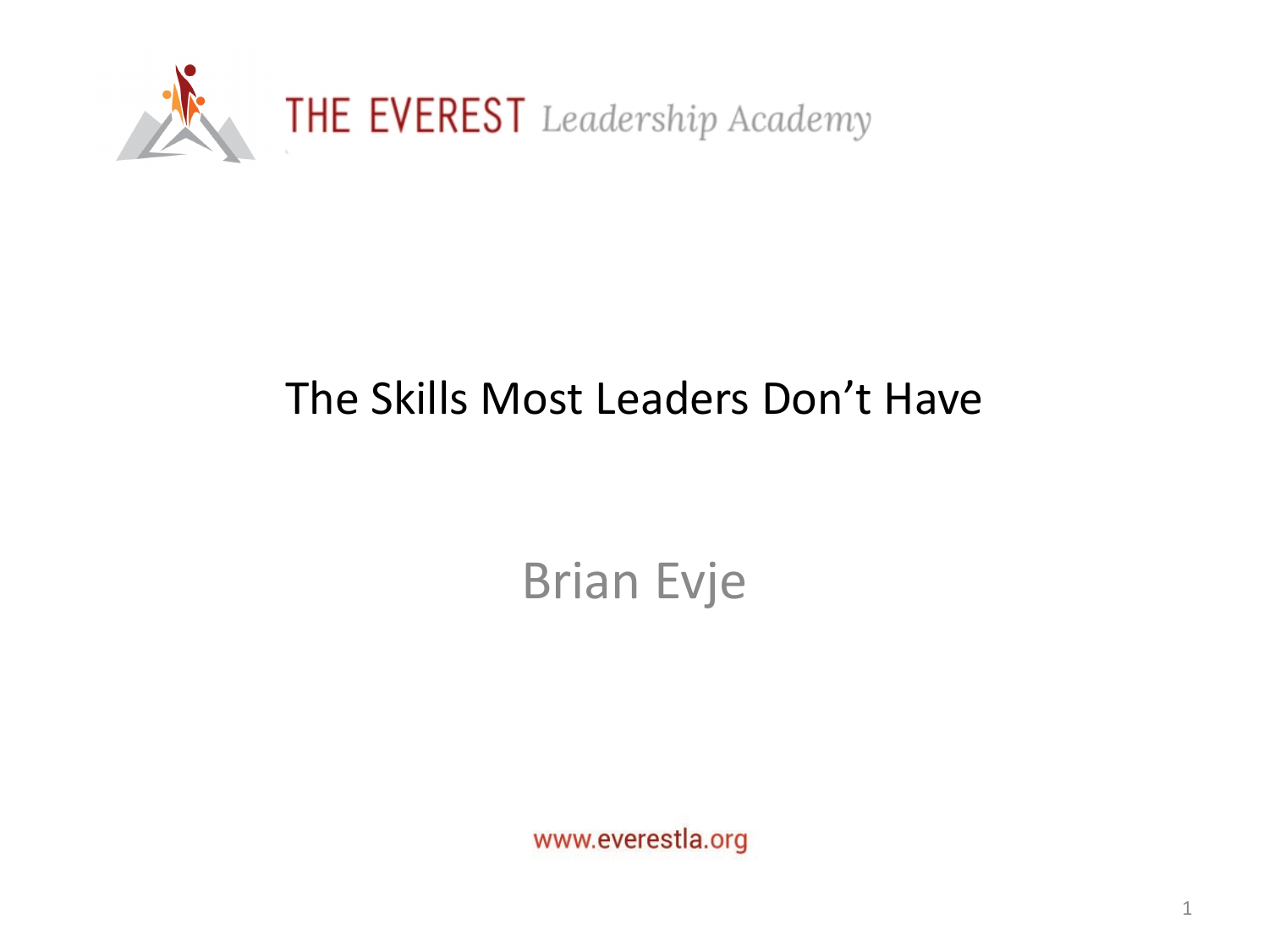THE EVEREST *Leadership Academy*

# The Skills Most Leaders Don't Have

Brian Evje

www.everestla.org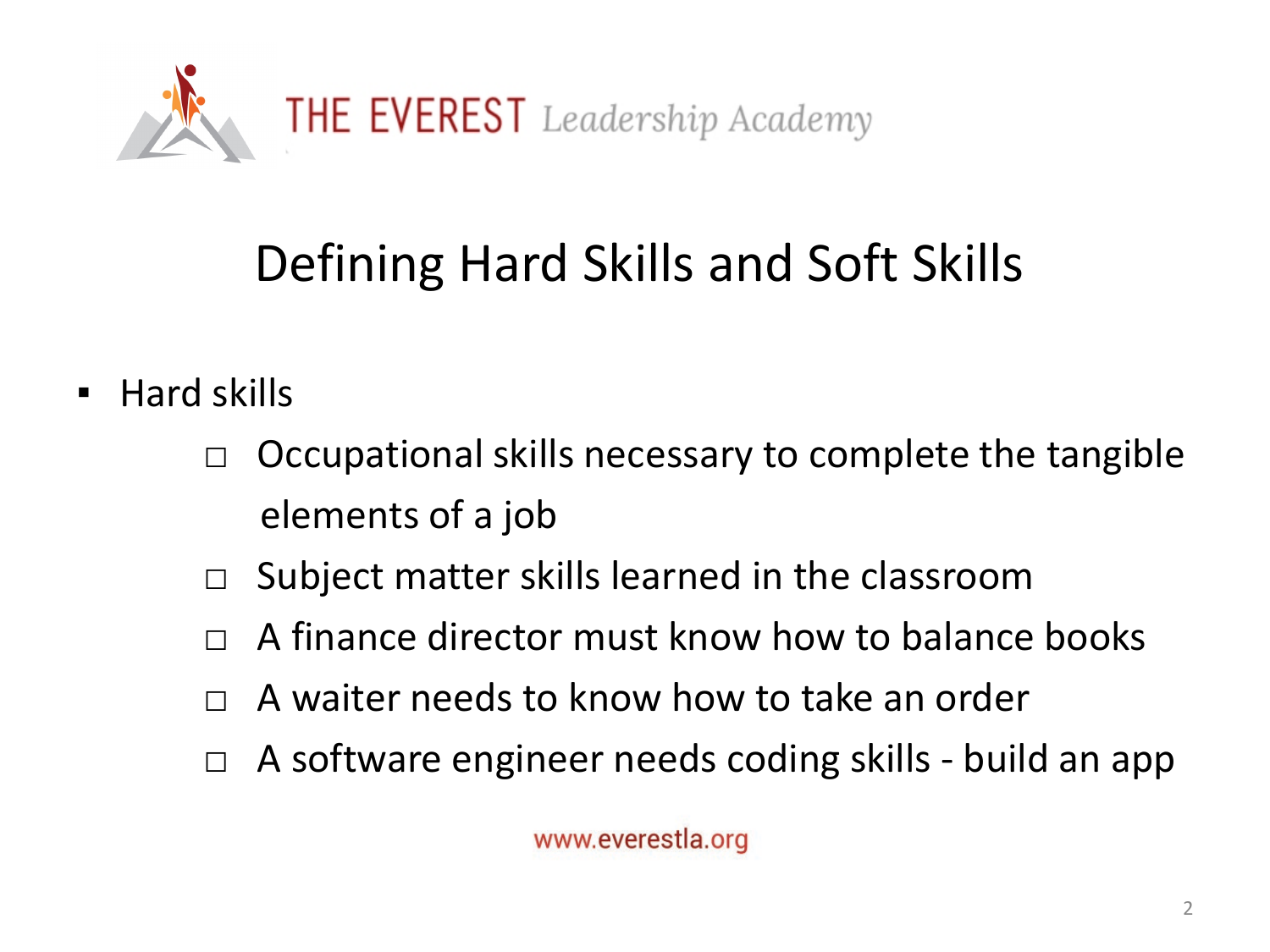# Defining Hard Skills and Soft Skills

- Hard skills
  - Occupational skills necessary to complete the tangible elements of a job
  - Subject matter skills learned in the classroom
  - A finance director must know how to balance books
  - A waiter needs to know how to take an order
  - A software engineer needs coding skills - build an app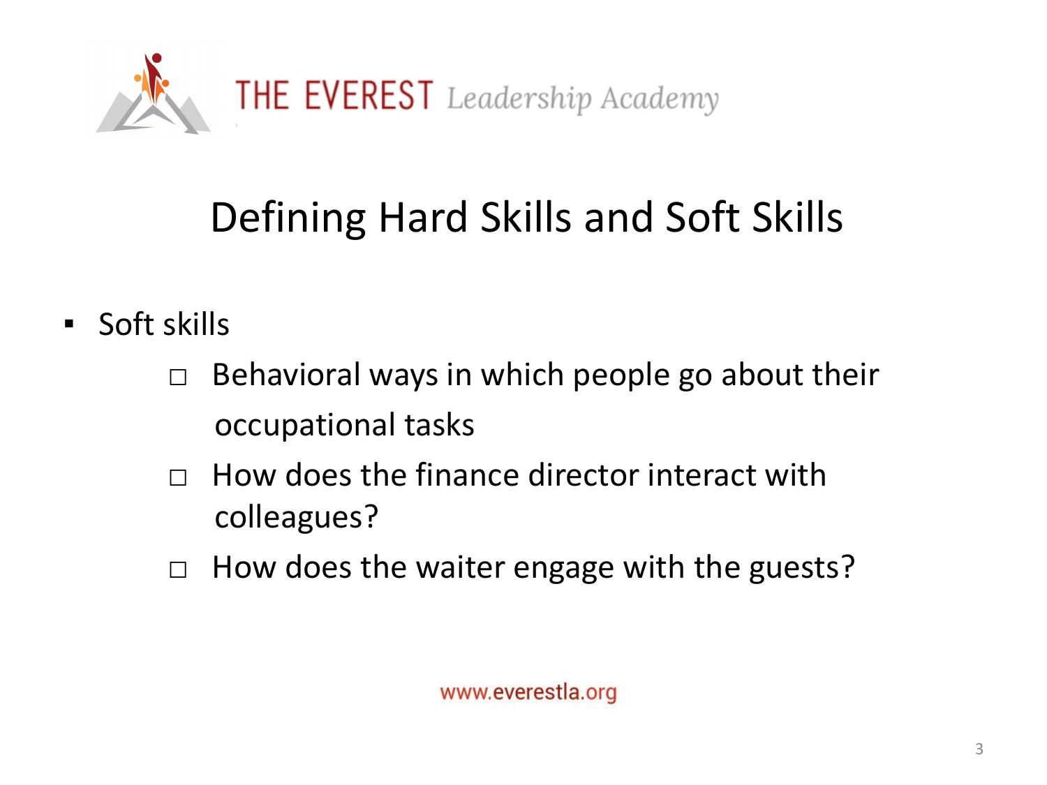# Defining Hard Skills and Soft Skills

- Soft skills
  - Behavioral ways in which people go about their occupational tasks
  - How does the finance director interact with colleagues?
  - How does the waiter engage with the guests?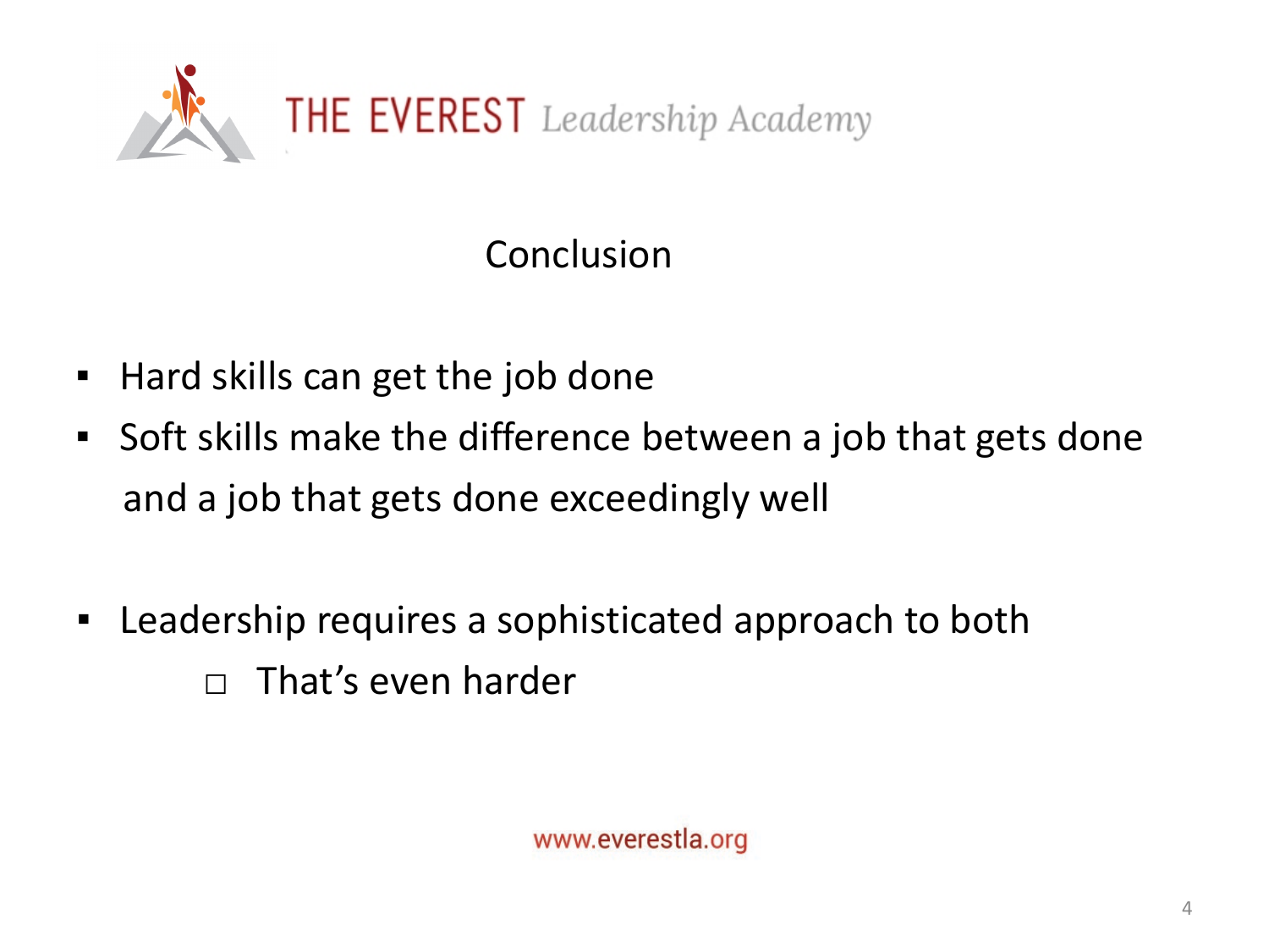THE EVEREST *Leadership Academy*

## Conclusion

- Hard skills can get the job done
- Soft skills make the difference between a job that gets done and a job that gets done exceedingly well

- Leadership requires a sophisticated approach to both
  - That's even harder

www.everestla.org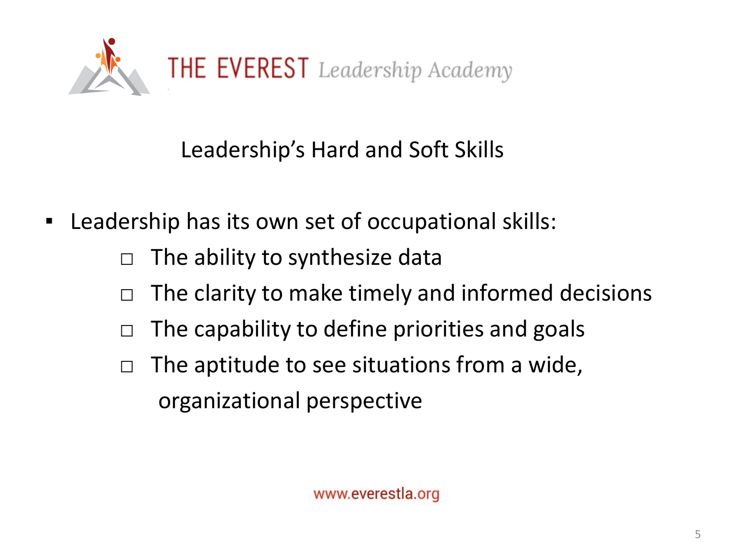THE EVEREST *Leadership Academy*

## Leadership's Hard and Soft Skills

- Leadership has its own set of occupational skills:
  - □ The ability to synthesize data
  - □ The clarity to make timely and informed decisions
  - □ The capability to define priorities and goals
  - □ The aptitude to see situations from a wide, organizational perspective

www.everestla.org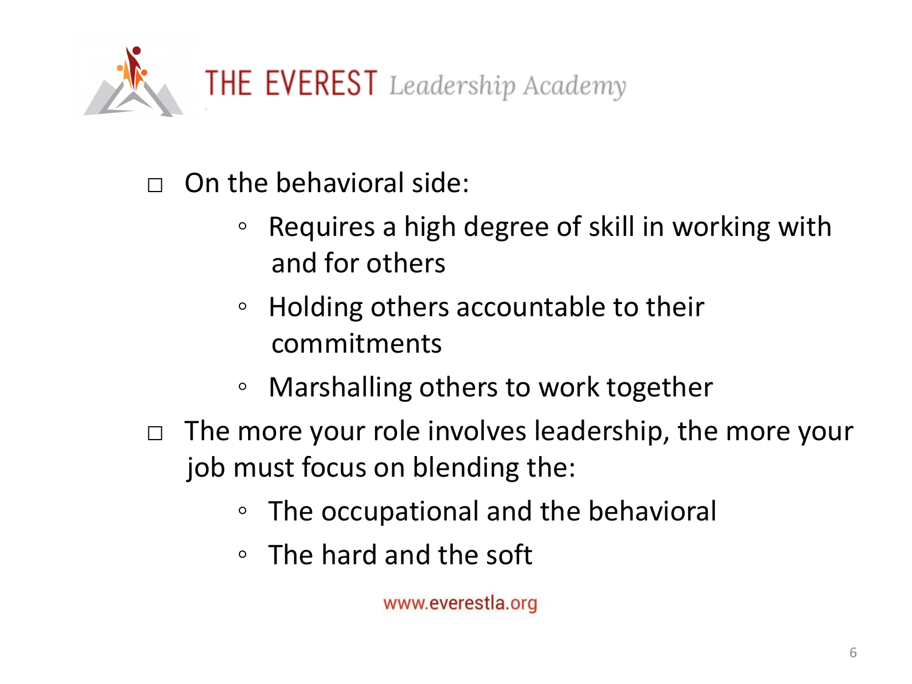- On the behavioral side:
  - Requires a high degree of skill in working with and for others
  - Holding others accountable to their commitments
  - Marshalling others to work together
- The more your role involves leadership, the more your job must focus on blending the:
  - The occupational and the behavioral
  - The hard and the soft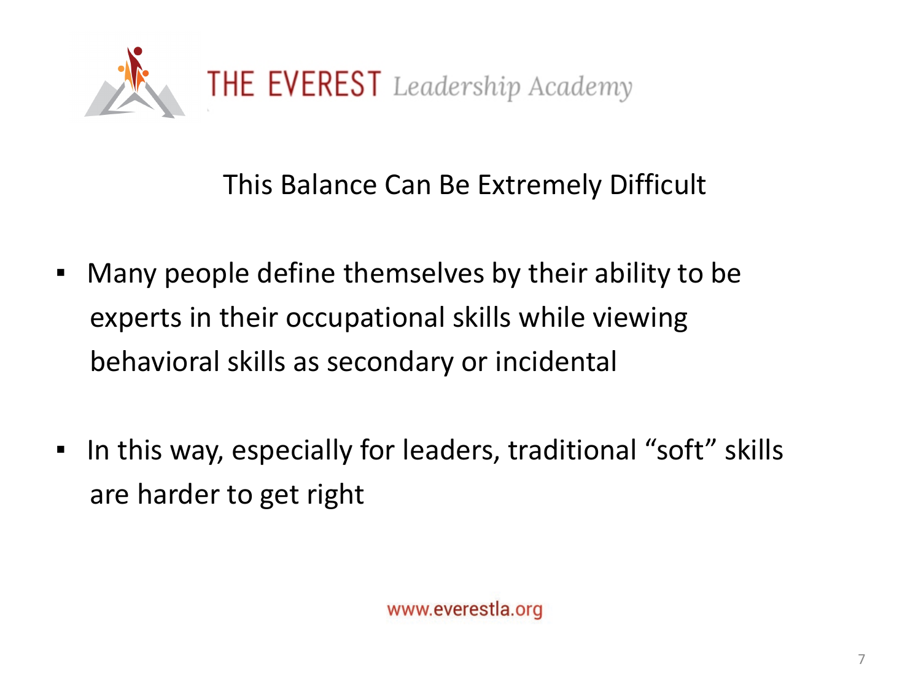## This Balance Can Be Extremely Difficult

- Many people define themselves by their ability to be experts in their occupational skills while viewing behavioral skills as secondary or incidental

- In this way, especially for leaders, traditional “soft” skills are harder to get right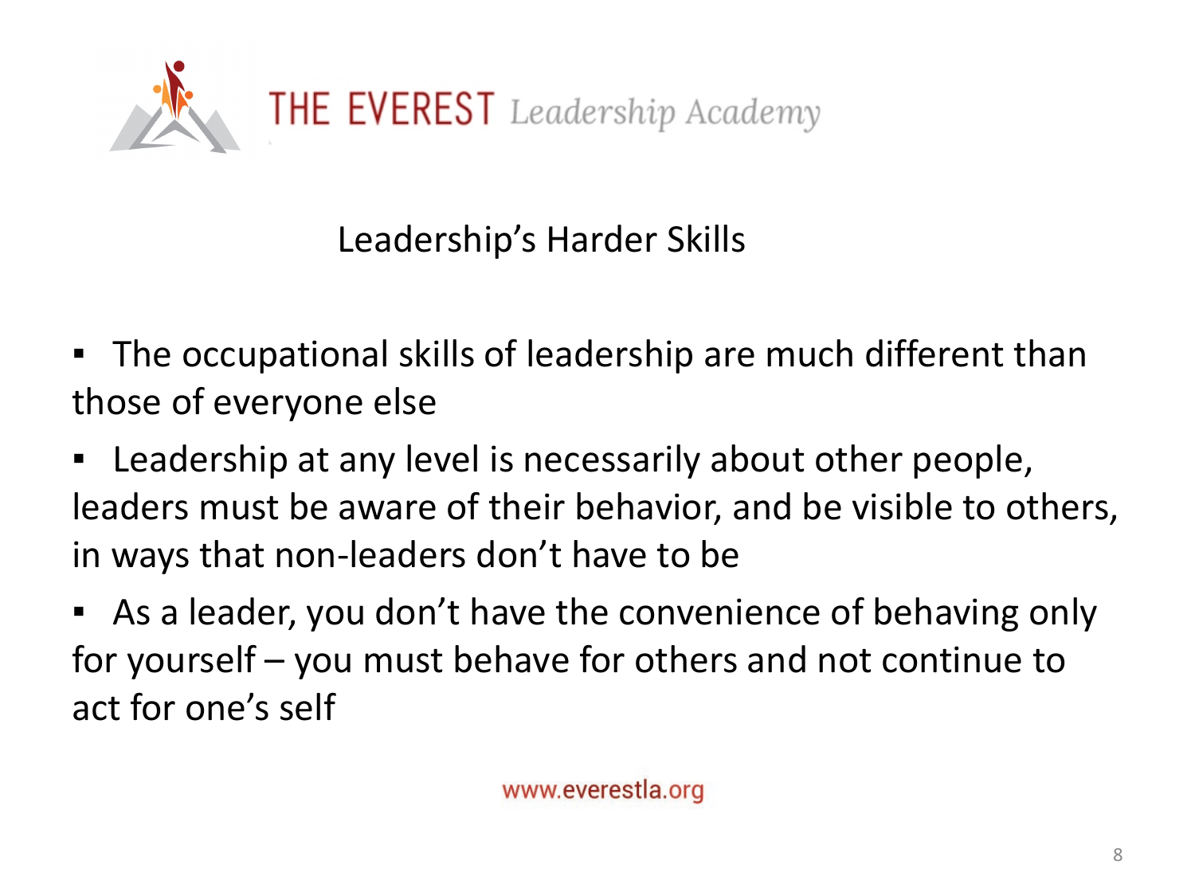## Leadership's Harder Skills

- The occupational skills of leadership are much different than those of everyone else
- Leadership at any level is necessarily about other people, leaders must be aware of their behavior, and be visible to others, in ways that non-leaders don't have to be
- As a leader, you don't have the convenience of behaving only for yourself – you must behave for others and not continue to act for one's self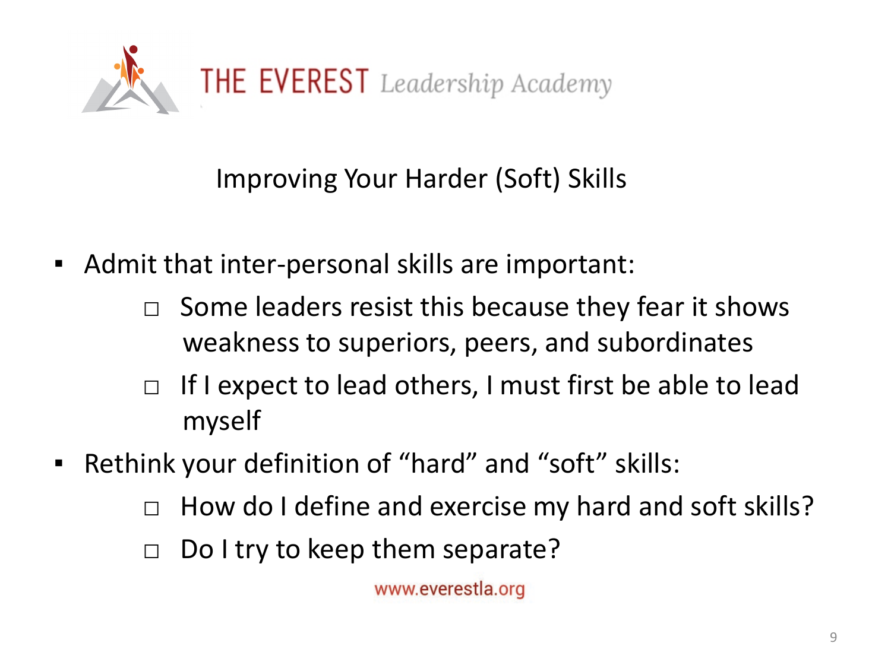THE EVEREST *Leadership Academy*

## Improving Your Harder (Soft) Skills

- Admit that inter-personal skills are important:
  - Some leaders resist this because they fear it shows weakness to superiors, peers, and subordinates
  - If I expect to lead others, I must first be able to lead myself
- Rethink your definition of "hard" and "soft" skills:
  - How do I define and exercise my hard and soft skills?
  - Do I try to keep them separate?

www.everestla.org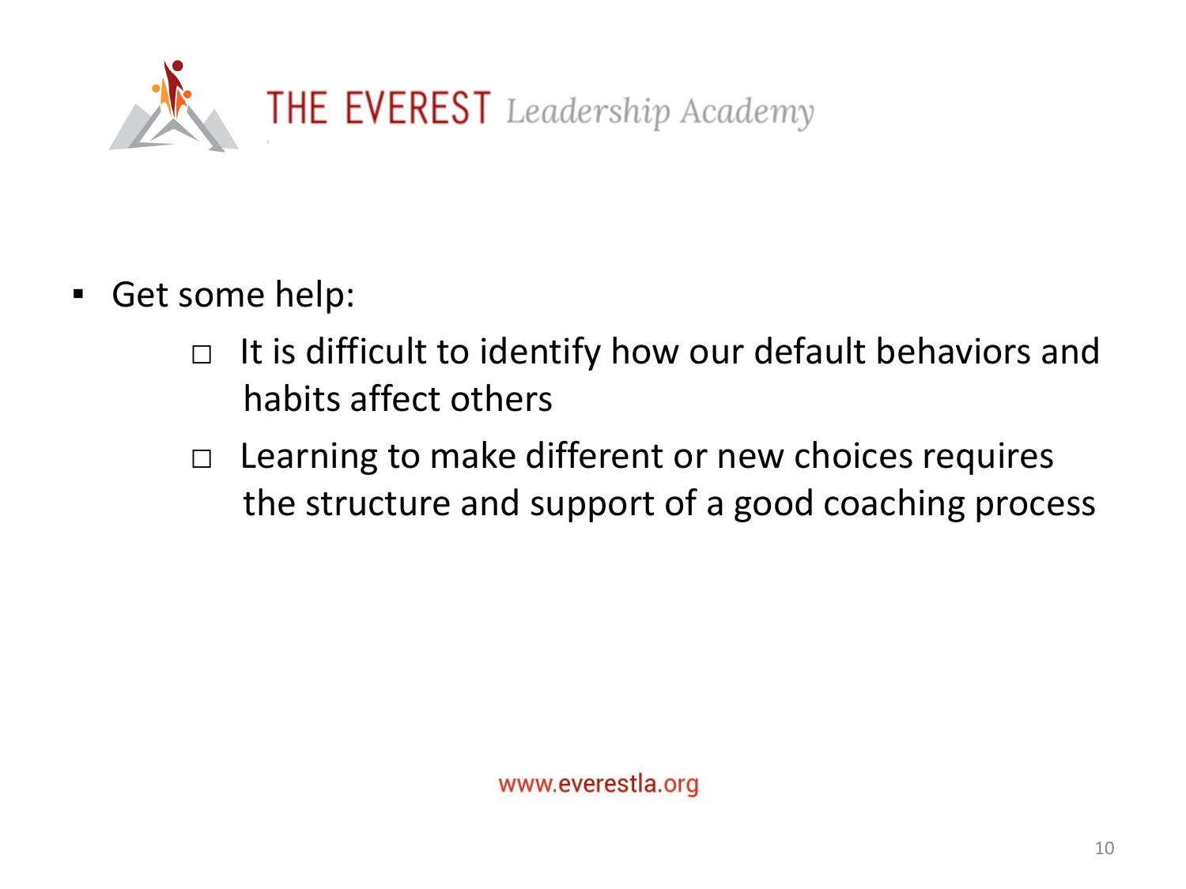- Get some help:
  - It is difficult to identify how our default behaviors and habits affect others
  - Learning to make different or new choices requires the structure and support of a good coaching process